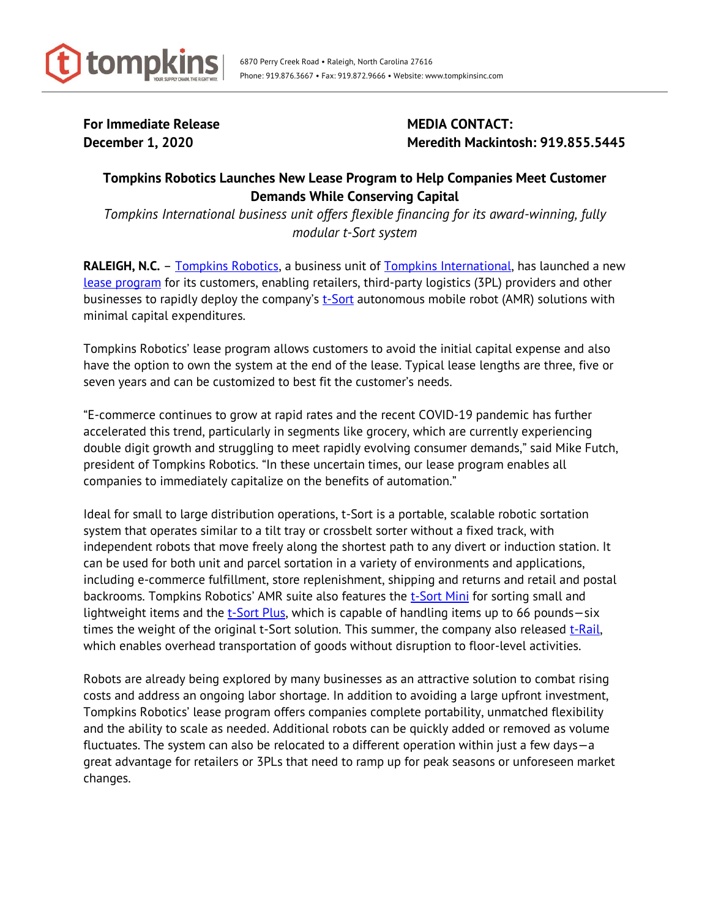tompkins

6870 Perry Creek Road • Raleigh, North Carolina 27616
Phone: 919.876.3667 • Fax: 919.872.9666 • Website: www.tompkinsinc.com

**For Immediate Release**
**December 1, 2020**

**MEDIA CONTACT:**
**Meredith Mackintosh: 919.855.5445**

## Tompkins Robotics Launches New Lease Program to Help Companies Meet Customer Demands While Conserving Capital

*Tompkins International business unit offers flexible financing for its award-winning, fully modular t-Sort system*

**RALEIGH, N.C.** – Tompkins Robotics, a business unit of Tompkins International, has launched a new lease program for its customers, enabling retailers, third-party logistics (3PL) providers and other businesses to rapidly deploy the company's t-Sort autonomous mobile robot (AMR) solutions with minimal capital expenditures.

Tompkins Robotics' lease program allows customers to avoid the initial capital expense and also have the option to own the system at the end of the lease. Typical lease lengths are three, five or seven years and can be customized to best fit the customer's needs.

"E-commerce continues to grow at rapid rates and the recent COVID-19 pandemic has further accelerated this trend, particularly in segments like grocery, which are currently experiencing double digit growth and struggling to meet rapidly evolving consumer demands," said Mike Futch, president of Tompkins Robotics. "In these uncertain times, our lease program enables all companies to immediately capitalize on the benefits of automation."

Ideal for small to large distribution operations, t-Sort is a portable, scalable robotic sortation system that operates similar to a tilt tray or crossbelt sorter without a fixed track, with independent robots that move freely along the shortest path to any divert or induction station. It can be used for both unit and parcel sortation in a variety of environments and applications, including e-commerce fulfillment, store replenishment, shipping and returns and retail and postal backrooms. Tompkins Robotics' AMR suite also features the t-Sort Mini for sorting small and lightweight items and the t-Sort Plus, which is capable of handling items up to 66 pounds—six times the weight of the original t-Sort solution. This summer, the company also released t-Rail, which enables overhead transportation of goods without disruption to floor-level activities.

Robots are already being explored by many businesses as an attractive solution to combat rising costs and address an ongoing labor shortage. In addition to avoiding a large upfront investment, Tompkins Robotics' lease program offers companies complete portability, unmatched flexibility and the ability to scale as needed. Additional robots can be quickly added or removed as volume fluctuates. The system can also be relocated to a different operation within just a few days—a great advantage for retailers or 3PLs that need to ramp up for peak seasons or unforeseen market changes.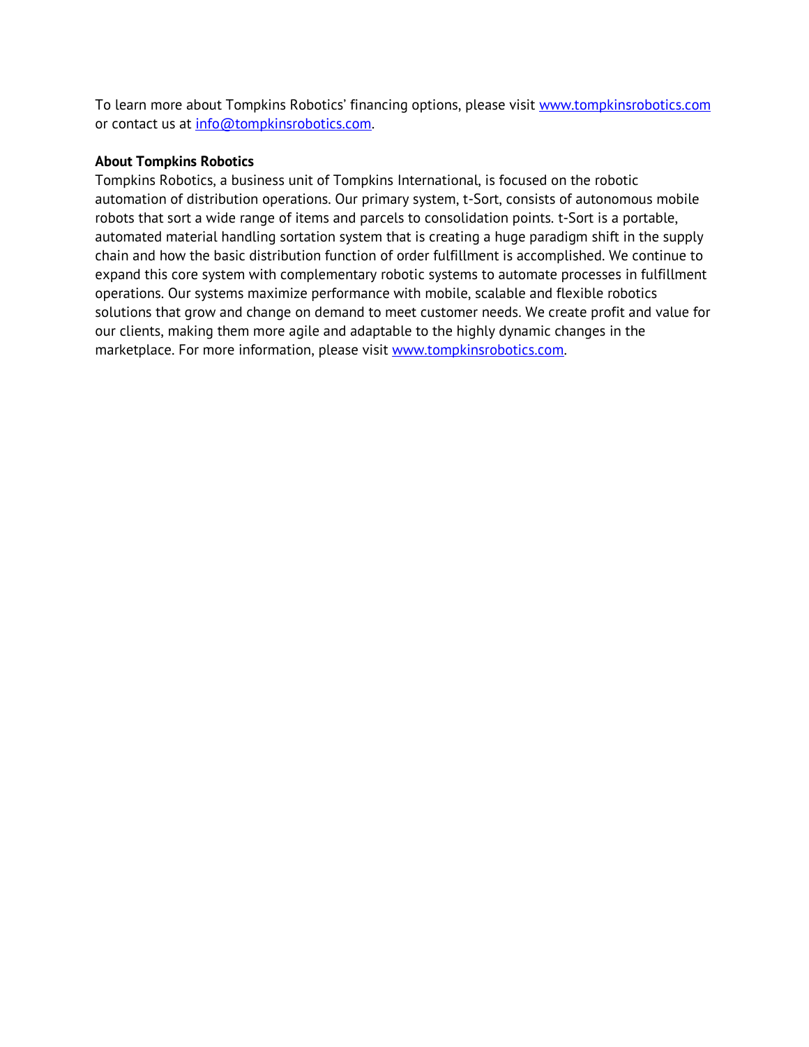To learn more about Tompkins Robotics' financing options, please visit [www.tompkinsrobotics.com](http://www.tompkinsrobotics.com) or contact us at [info@tompkinsrobotics.com](mailto:info@tompkinsrobotics.com).

**About Tompkins Robotics**

Tompkins Robotics, a business unit of Tompkins International, is focused on the robotic automation of distribution operations. Our primary system, t-Sort, consists of autonomous mobile robots that sort a wide range of items and parcels to consolidation points. t-Sort is a portable, automated material handling sortation system that is creating a huge paradigm shift in the supply chain and how the basic distribution function of order fulfillment is accomplished. We continue to expand this core system with complementary robotic systems to automate processes in fulfillment operations. Our systems maximize performance with mobile, scalable and flexible robotics solutions that grow and change on demand to meet customer needs. We create profit and value for our clients, making them more agile and adaptable to the highly dynamic changes in the marketplace. For more information, please visit [www.tompkinsrobotics.com](http://www.tompkinsrobotics.com).